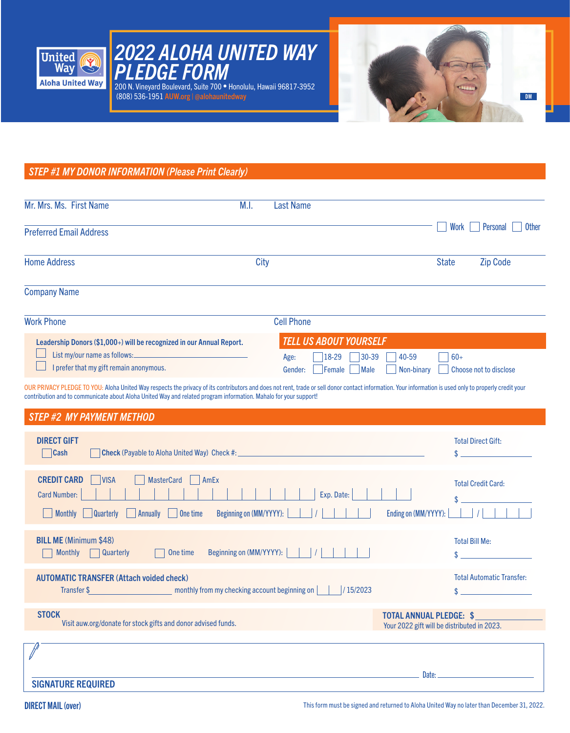United Way
Aloha United Way

# 2022 ALOHA UNITED WAY PLEDGE FORM

200 N. Vineyard Boulevard, Suite 700 • Honolulu, Hawaii 96817-3952
(808) 536-1951 AUW.org | @alohaunitedway

DM

## STEP #1 MY DONOR INFORMATION (Please Print Clearly)

Mr. Mrs. Ms. First Name ______ M.I. ______ Last Name ______

Preferred Email Address ______ ☐ Work ☐ Personal ☐ Other

Home Address ______ City ______ State ______ Zip Code ______

Company Name ______

Work Phone ______ Cell Phone ______

**Leadership Donors ($1,000+) will be recognized in our Annual Report.**

☐ List my/our name as follows: ______

☐ I prefer that my gift remain anonymous.

### TELL US ABOUT YOURSELF

Age: ☐ 18-29 ☐ 30-39 ☐ 40-59 ☐ 60+

Gender: ☐ Female ☐ Male ☐ Non-binary ☐ Choose not to disclose

OUR PRIVACY PLEDGE TO YOU: Aloha United Way respects the privacy of its contributors and does not rent, trade or sell donor contact information. Your information is used only to properly credit your contribution and to communicate about Aloha United Way and related program information. Mahalo for your support!

## STEP #2 MY PAYMENT METHOD

**DIRECT GIFT**

☐ **Cash** ☐ **Check** (Payable to Aloha United Way) Check #: ______

Total Direct Gift: $ ______

**CREDIT CARD** ☐ VISA ☐ MasterCard ☐ AmEx

Card Number: ______ Exp. Date: ______

☐ Monthly ☐ Quarterly ☐ Annually ☐ One time Beginning on (MM/YYYY): __ / ____ Ending on (MM/YYYY): __ / ____

Total Credit Card: $ ______

**BILL ME** (Minimum $48)

☐ Monthly ☐ Quarterly ☐ One time Beginning on (MM/YYYY): __ / ____

Total Bill Me: $ ______

**AUTOMATIC TRANSFER (Attach voided check)**

Transfer $ ______ monthly from my checking account beginning on __ / 15/2023

Total Automatic Transfer: $ ______

**STOCK**

Visit auw.org/donate for stock gifts and donor advised funds.

**TOTAL ANNUAL PLEDGE: $** ______

Your 2022 gift will be distributed in 2023.

______ Date: ______

**SIGNATURE REQUIRED**

**DIRECT MAIL (over)**

This form must be signed and returned to Aloha United Way no later than December 31, 2022.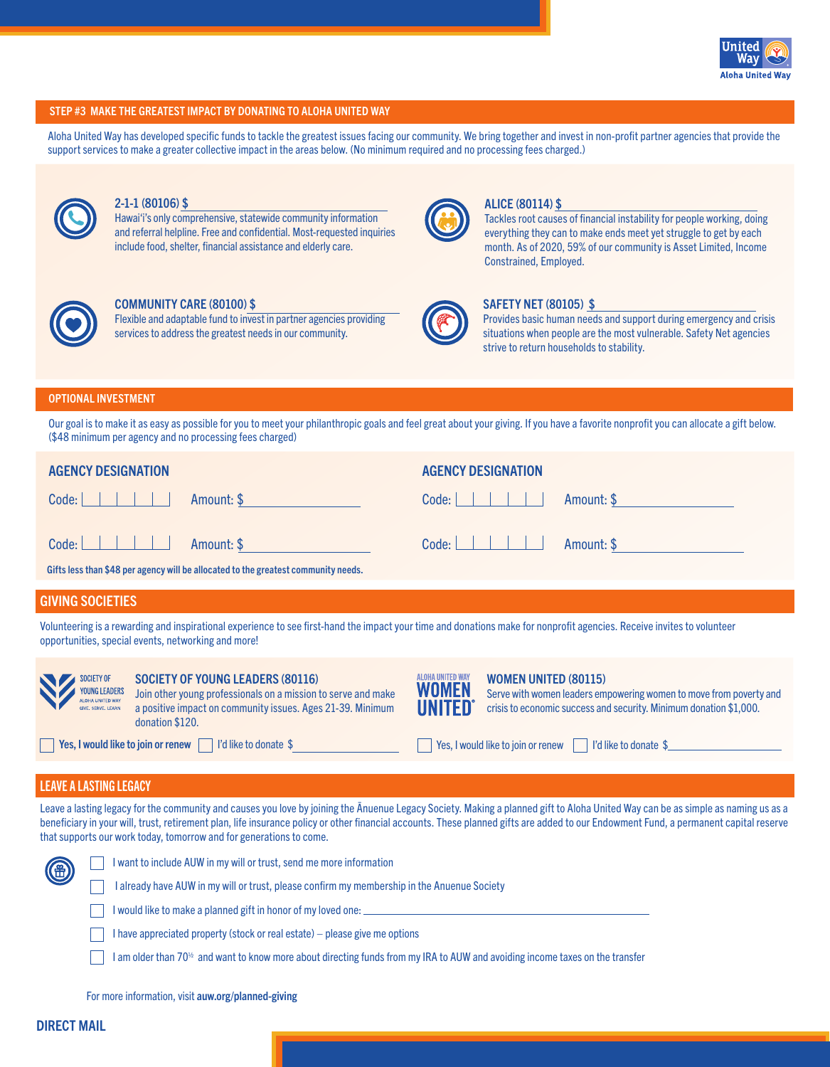United Way
Aloha United Way

## STEP #3 MAKE THE GREATEST IMPACT BY DONATING TO ALOHA UNITED WAY

Aloha United Way has developed specific funds to tackle the greatest issues facing our community. We bring together and invest in non-profit partner agencies that provide the support services to make a greater collective impact in the areas below. (No minimum required and no processing fees charged.)

**2-1-1 (80106) $** ____________________
Hawaiʻi's only comprehensive, statewide community information and referral helpline. Free and confidential. Most-requested inquiries include food, shelter, financial assistance and elderly care.

**ALICE (80114) $** ____________________
Tackles root causes of financial instability for people working, doing everything they can to make ends meet yet struggle to get by each month. As of 2020, 59% of our community is Asset Limited, Income Constrained, Employed.

**COMMUNITY CARE (80100) $** ____________________
Flexible and adaptable fund to invest in partner agencies providing services to address the greatest needs in our community.

**SAFETY NET (80105) $** ____________________
Provides basic human needs and support during emergency and crisis situations when people are the most vulnerable. Safety Net agencies strive to return households to stability.

## OPTIONAL INVESTMENT

Our goal is to make it as easy as possible for you to meet your philanthropic goals and feel great about your giving. If you have a favorite nonprofit you can allocate a gift below. ($48 minimum per agency and no processing fees charged)

**AGENCY DESIGNATION**

Code: |  |  |  |  |  | Amount: $ ____________________

Code: |  |  |  |  |  | Amount: $ ____________________

**AGENCY DESIGNATION**

Code: |  |  |  |  |  | Amount: $ ____________________

Code: |  |  |  |  |  | Amount: $ ____________________

**Gifts less than $48 per agency will be allocated to the greatest community needs.**

## GIVING SOCIETIES

Volunteering is a rewarding and inspirational experience to see first-hand the impact your time and donations make for nonprofit agencies. Receive invites to volunteer opportunities, special events, networking and more!

**SOCIETY OF YOUNG LEADERS (80116)**
Join other young professionals on a mission to serve and make a positive impact on community issues. Ages 21-39. Minimum donation $120.

☐ **Yes, I would like to join or renew** ☐ I'd like to donate $ ____________________

**WOMEN UNITED (80115)**
Serve with women leaders empowering women to move from poverty and crisis to economic success and security. Minimum donation $1,000.

☐ Yes, I would like to join or renew ☐ I'd like to donate $ ____________________

## LEAVE A LASTING LEGACY

Leave a lasting legacy for the community and causes you love by joining the Ānuenue Legacy Society. Making a planned gift to Aloha United Way can be as simple as naming us as a beneficiary in your will, trust, retirement plan, life insurance policy or other financial accounts. These planned gifts are added to our Endowment Fund, a permanent capital reserve that supports our work today, tomorrow and for generations to come.

☐ I want to include AUW in my will or trust, send me more information

☐ I already have AUW in my will or trust, please confirm my membership in the Anuenue Society

☐ I would like to make a planned gift in honor of my loved one: ________________________________________

☐ I have appreciated property (stock or real estate) – please give me options

☐ I am older than 70½ and want to know more about directing funds from my IRA to AUW and avoiding income taxes on the transfer

For more information, visit **auw.org/planned-giving**

**DIRECT MAIL**